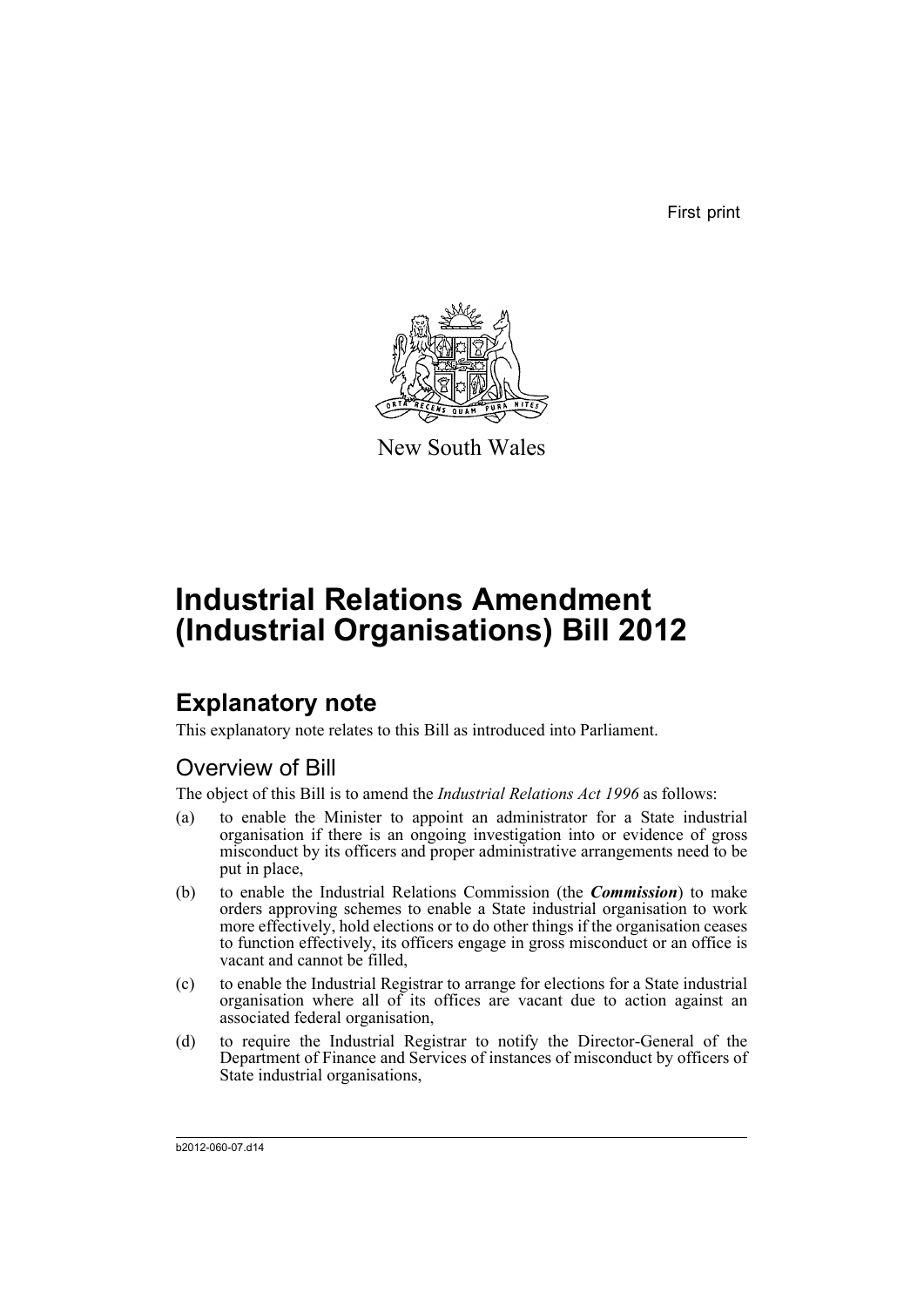First print

New South Wales

# Industrial Relations Amendment (Industrial Organisations) Bill 2012

## Explanatory note

This explanatory note relates to this Bill as introduced into Parliament.

### Overview of Bill

The object of this Bill is to amend the *Industrial Relations Act 1996* as follows:

(a) to enable the Minister to appoint an administrator for a State industrial organisation if there is an ongoing investigation into or evidence of gross misconduct by its officers and proper administrative arrangements need to be put in place,

(b) to enable the Industrial Relations Commission (the ***Commission***) to make orders approving schemes to enable a State industrial organisation to work more effectively, hold elections or to do other things if the organisation ceases to function effectively, its officers engage in gross misconduct or an office is vacant and cannot be filled,

(c) to enable the Industrial Registrar to arrange for elections for a State industrial organisation where all of its offices are vacant due to action against an associated federal organisation,

(d) to require the Industrial Registrar to notify the Director-General of the Department of Finance and Services of instances of misconduct by officers of State industrial organisations,

b2012-060-07.d14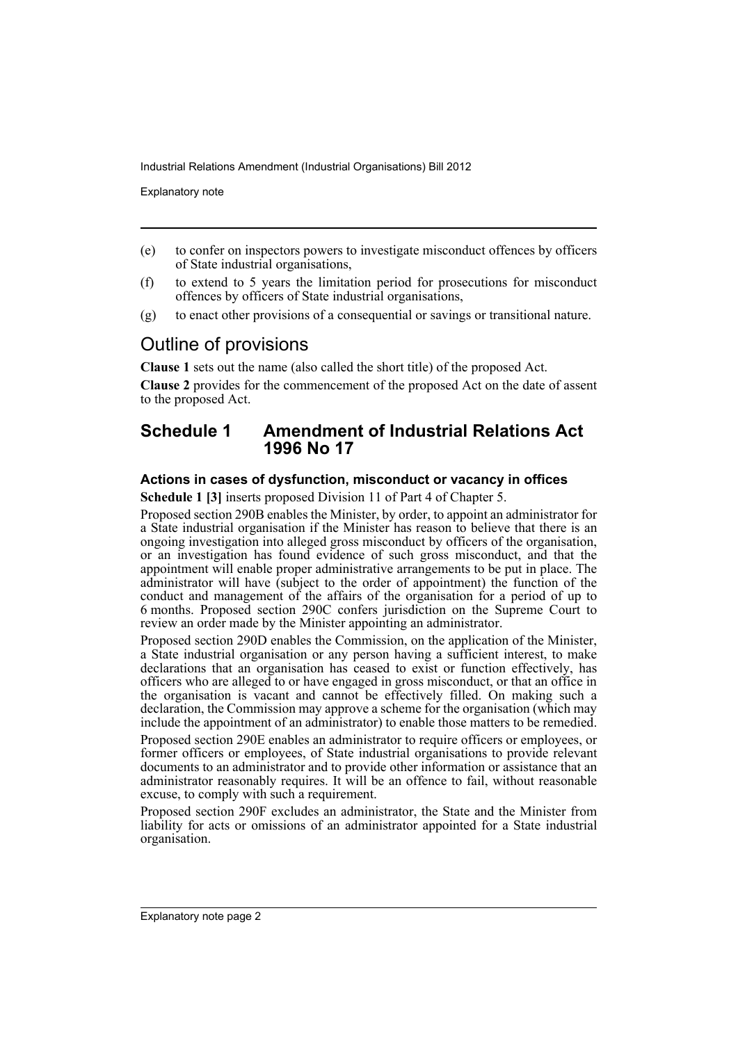(e) to confer on inspectors powers to investigate misconduct offences by officers of State industrial organisations,

(f) to extend to 5 years the limitation period for prosecutions for misconduct offences by officers of State industrial organisations,

(g) to enact other provisions of a consequential or savings or transitional nature.

## Outline of provisions

**Clause 1** sets out the name (also called the short title) of the proposed Act.

**Clause 2** provides for the commencement of the proposed Act on the date of assent to the proposed Act.

## Schedule 1 Amendment of Industrial Relations Act 1996 No 17

### Actions in cases of dysfunction, misconduct or vacancy in offices

**Schedule 1 [3]** inserts proposed Division 11 of Part 4 of Chapter 5.

Proposed section 290B enables the Minister, by order, to appoint an administrator for a State industrial organisation if the Minister has reason to believe that there is an ongoing investigation into alleged gross misconduct by officers of the organisation, or an investigation has found evidence of such gross misconduct, and that the appointment will enable proper administrative arrangements to be put in place. The administrator will have (subject to the order of appointment) the function of the conduct and management of the affairs of the organisation for a period of up to 6 months. Proposed section 290C confers jurisdiction on the Supreme Court to review an order made by the Minister appointing an administrator.

Proposed section 290D enables the Commission, on the application of the Minister, a State industrial organisation or any person having a sufficient interest, to make declarations that an organisation has ceased to exist or function effectively, has officers who are alleged to or have engaged in gross misconduct, or that an office in the organisation is vacant and cannot be effectively filled. On making such a declaration, the Commission may approve a scheme for the organisation (which may include the appointment of an administrator) to enable those matters to be remedied.

Proposed section 290E enables an administrator to require officers or employees, or former officers or employees, of State industrial organisations to provide relevant documents to an administrator and to provide other information or assistance that an administrator reasonably requires. It will be an offence to fail, without reasonable excuse, to comply with such a requirement.

Proposed section 290F excludes an administrator, the State and the Minister from liability for acts or omissions of an administrator appointed for a State industrial organisation.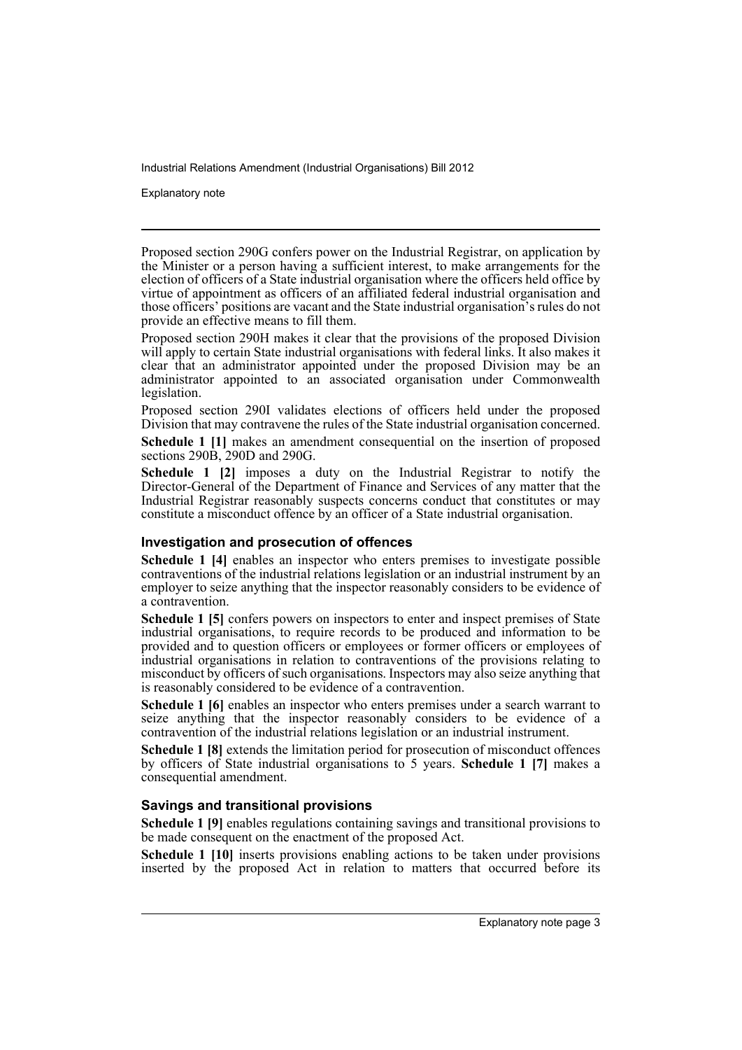Proposed section 290G confers power on the Industrial Registrar, on application by the Minister or a person having a sufficient interest, to make arrangements for the election of officers of a State industrial organisation where the officers held office by virtue of appointment as officers of an affiliated federal industrial organisation and those officers' positions are vacant and the State industrial organisation's rules do not provide an effective means to fill them.

Proposed section 290H makes it clear that the provisions of the proposed Division will apply to certain State industrial organisations with federal links. It also makes it clear that an administrator appointed under the proposed Division may be an administrator appointed to an associated organisation under Commonwealth legislation.

Proposed section 290I validates elections of officers held under the proposed Division that may contravene the rules of the State industrial organisation concerned.

**Schedule 1 [1]** makes an amendment consequential on the insertion of proposed sections 290B, 290D and 290G.

**Schedule 1 [2]** imposes a duty on the Industrial Registrar to notify the Director-General of the Department of Finance and Services of any matter that the Industrial Registrar reasonably suspects concerns conduct that constitutes or may constitute a misconduct offence by an officer of a State industrial organisation.

### Investigation and prosecution of offences

**Schedule 1 [4]** enables an inspector who enters premises to investigate possible contraventions of the industrial relations legislation or an industrial instrument by an employer to seize anything that the inspector reasonably considers to be evidence of a contravention.

**Schedule 1 [5]** confers powers on inspectors to enter and inspect premises of State industrial organisations, to require records to be produced and information to be provided and to question officers or employees or former officers or employees of industrial organisations in relation to contraventions of the provisions relating to misconduct by officers of such organisations. Inspectors may also seize anything that is reasonably considered to be evidence of a contravention.

**Schedule 1 [6]** enables an inspector who enters premises under a search warrant to seize anything that the inspector reasonably considers to be evidence of a contravention of the industrial relations legislation or an industrial instrument.

**Schedule 1 [8]** extends the limitation period for prosecution of misconduct offences by officers of State industrial organisations to 5 years. **Schedule 1 [7]** makes a consequential amendment.

### Savings and transitional provisions

**Schedule 1 [9]** enables regulations containing savings and transitional provisions to be made consequent on the enactment of the proposed Act.

**Schedule 1 [10]** inserts provisions enabling actions to be taken under provisions inserted by the proposed Act in relation to matters that occurred before its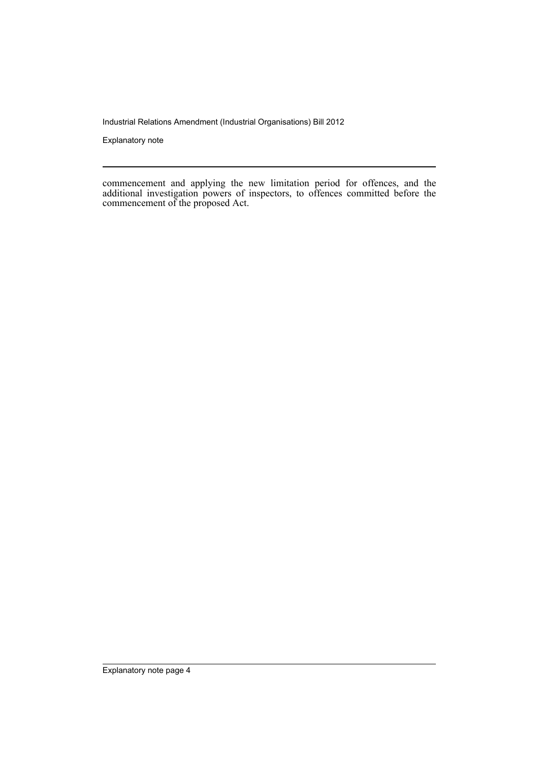commencement and applying the new limitation period for offences, and the additional investigation powers of inspectors, to offences committed before the commencement of the proposed Act.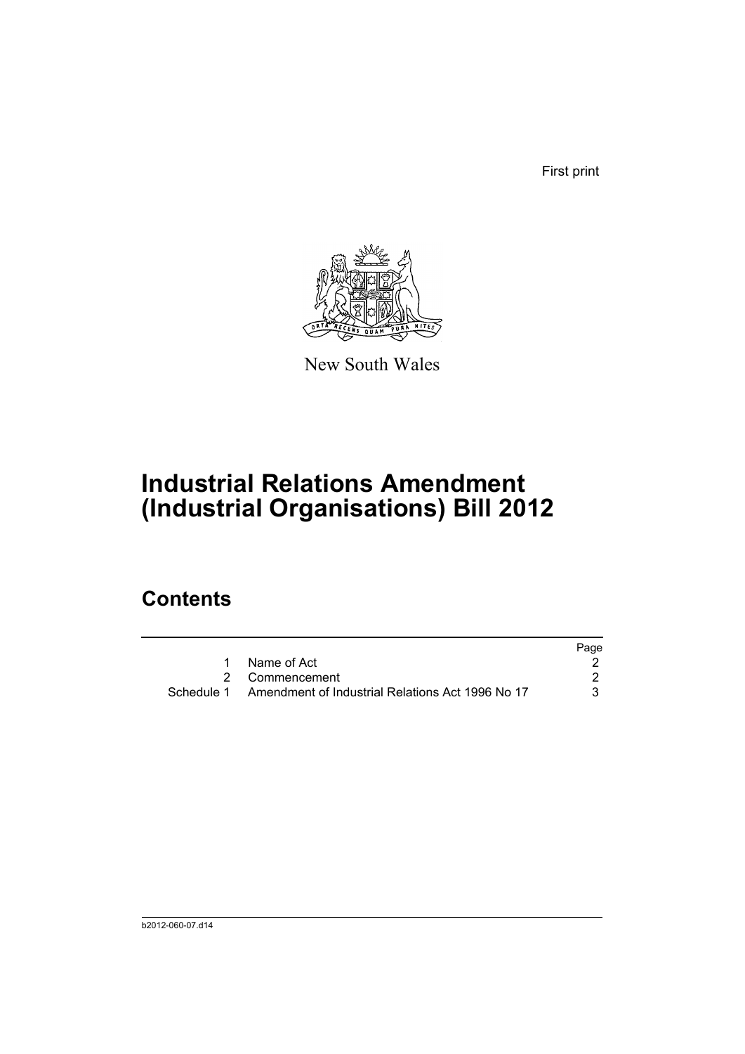First print

New South Wales

# Industrial Relations Amendment (Industrial Organisations) Bill 2012

## Contents

| | | Page |
|---|---|---|
| 1 | Name of Act | 2 |
| 2 | Commencement | 2 |
| Schedule 1 | Amendment of Industrial Relations Act 1996 No 17 | 3 |

b2012-060-07.d14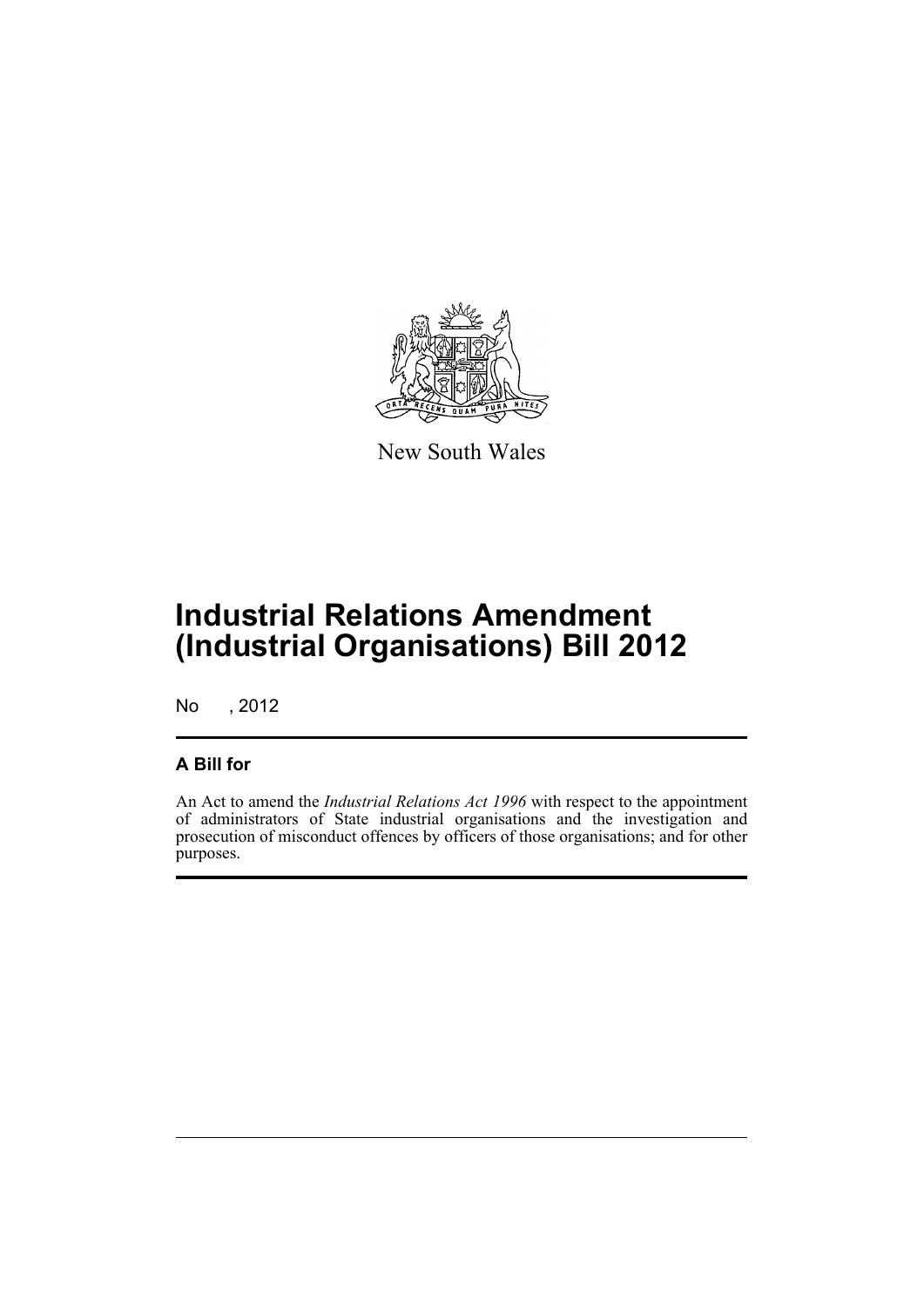New South Wales

# Industrial Relations Amendment (Industrial Organisations) Bill 2012

No , 2012

## A Bill for

An Act to amend the *Industrial Relations Act 1996* with respect to the appointment of administrators of State industrial organisations and the investigation and prosecution of misconduct offences by officers of those organisations; and for other purposes.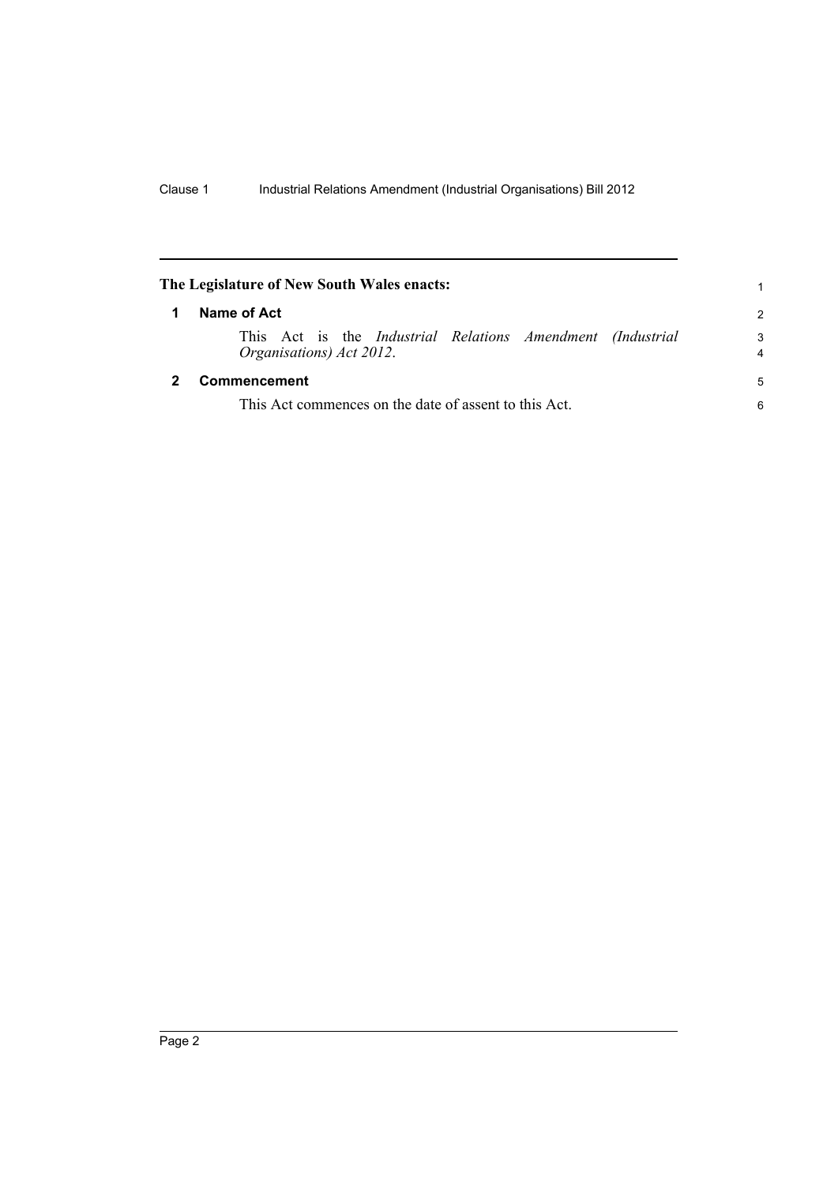**The Legislature of New South Wales enacts:**

## 1 Name of Act

This Act is the *Industrial Relations Amendment (Industrial Organisations) Act 2012*.

## 2 Commencement

This Act commences on the date of assent to this Act.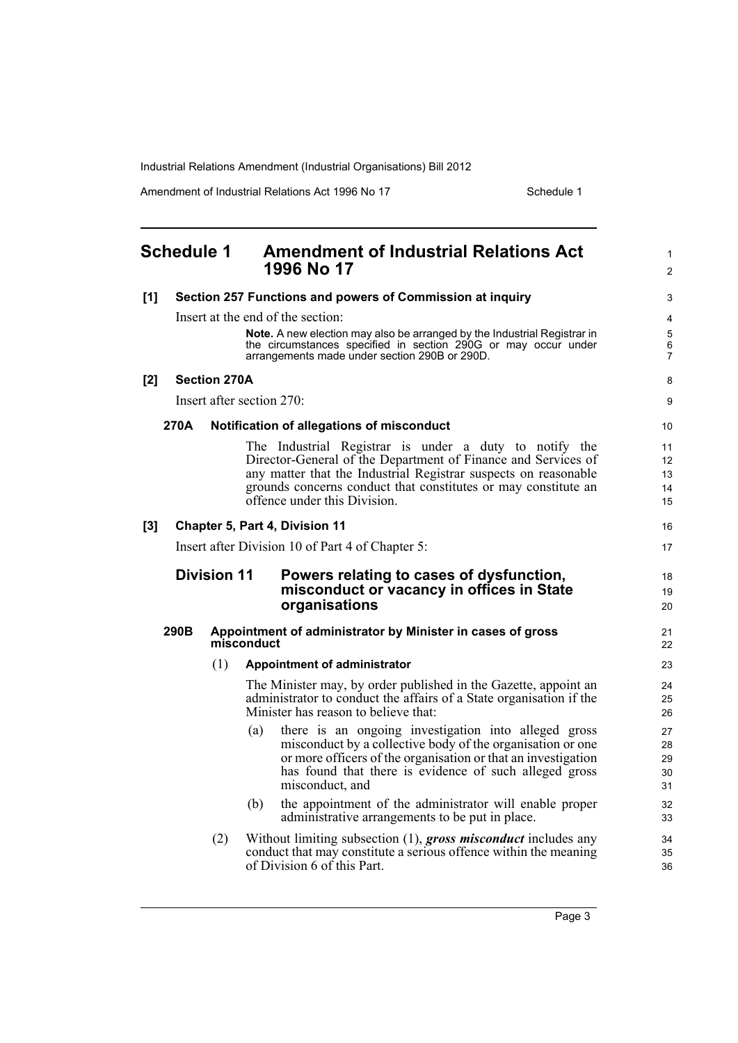# Schedule 1 Amendment of Industrial Relations Act 1996 No 17

**[1] Section 257 Functions and powers of Commission at inquiry**

Insert at the end of the section:

> **Note.** A new election may also be arranged by the Industrial Registrar in the circumstances specified in section 290G or may occur under arrangements made under section 290B or 290D.

**[2] Section 270A**

Insert after section 270:

**270A Notification of allegations of misconduct**

The Industrial Registrar is under a duty to notify the Director-General of the Department of Finance and Services of any matter that the Industrial Registrar suspects on reasonable grounds concerns conduct that constitutes or may constitute an offence under this Division.

**[3] Chapter 5, Part 4, Division 11**

Insert after Division 10 of Part 4 of Chapter 5:

## Division 11 Powers relating to cases of dysfunction, misconduct or vacancy in offices in State organisations

**290B Appointment of administrator by Minister in cases of gross misconduct**

(1) **Appointment of administrator**

The Minister may, by order published in the Gazette, appoint an administrator to conduct the affairs of a State organisation if the Minister has reason to believe that:

(a) there is an ongoing investigation into alleged gross misconduct by a collective body of the organisation or one or more officers of the organisation or that an investigation has found that there is evidence of such alleged gross misconduct, and

(b) the appointment of the administrator will enable proper administrative arrangements to be put in place.

(2) Without limiting subsection (1), ***gross misconduct*** includes any conduct that may constitute a serious offence within the meaning of Division 6 of this Part.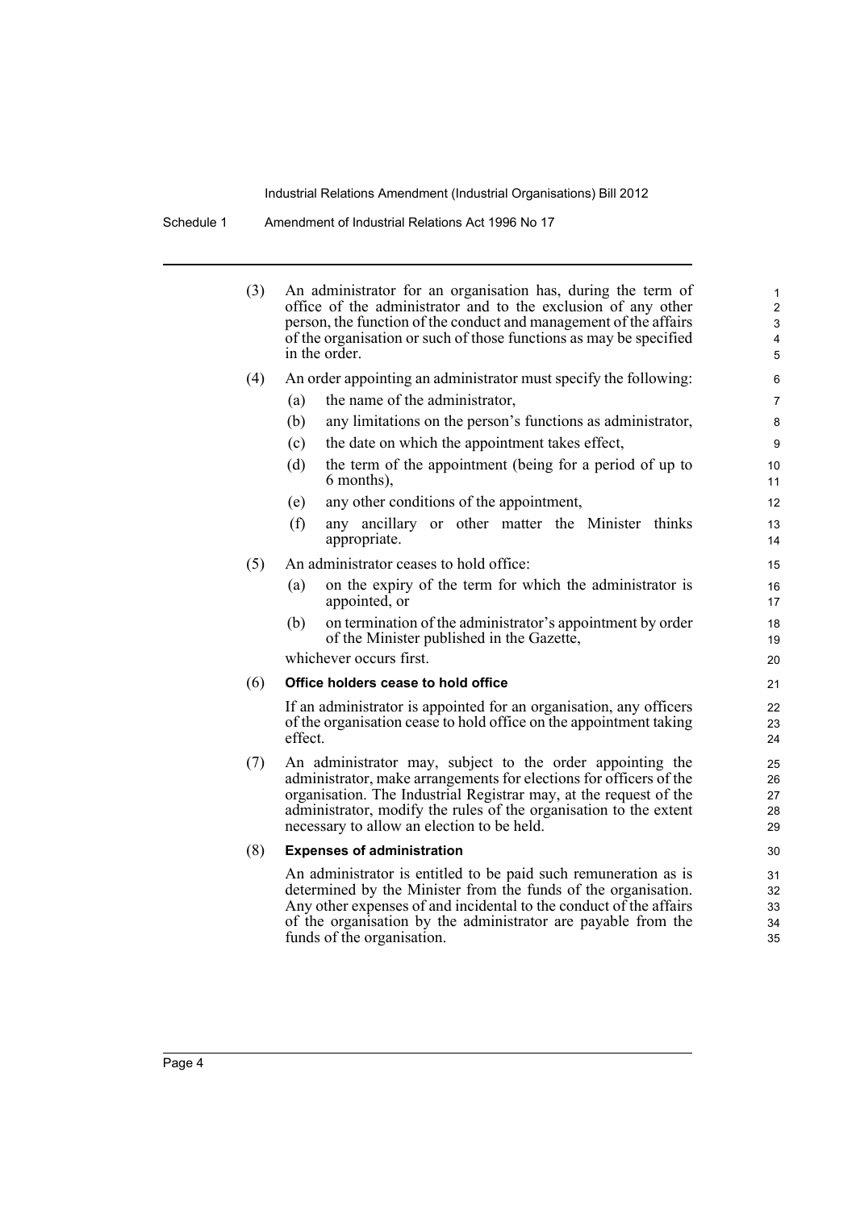(3) An administrator for an organisation has, during the term of office of the administrator and to the exclusion of any other person, the function of the conduct and management of the affairs of the organisation or such of those functions as may be specified in the order.

(4) An order appointing an administrator must specify the following:

- (a) the name of the administrator,
- (b) any limitations on the person's functions as administrator,
- (c) the date on which the appointment takes effect,
- (d) the term of the appointment (being for a period of up to 6 months),
- (e) any other conditions of the appointment,
- (f) any ancillary or other matter the Minister thinks appropriate.

(5) An administrator ceases to hold office:

- (a) on the expiry of the term for which the administrator is appointed, or
- (b) on termination of the administrator's appointment by order of the Minister published in the Gazette,

whichever occurs first.

(6) **Office holders cease to hold office**

If an administrator is appointed for an organisation, any officers of the organisation cease to hold office on the appointment taking effect.

(7) An administrator may, subject to the order appointing the administrator, make arrangements for elections for officers of the organisation. The Industrial Registrar may, at the request of the administrator, modify the rules of the organisation to the extent necessary to allow an election to be held.

(8) **Expenses of administration**

An administrator is entitled to be paid such remuneration as is determined by the Minister from the funds of the organisation. Any other expenses of and incidental to the conduct of the affairs of the organisation by the administrator are payable from the funds of the organisation.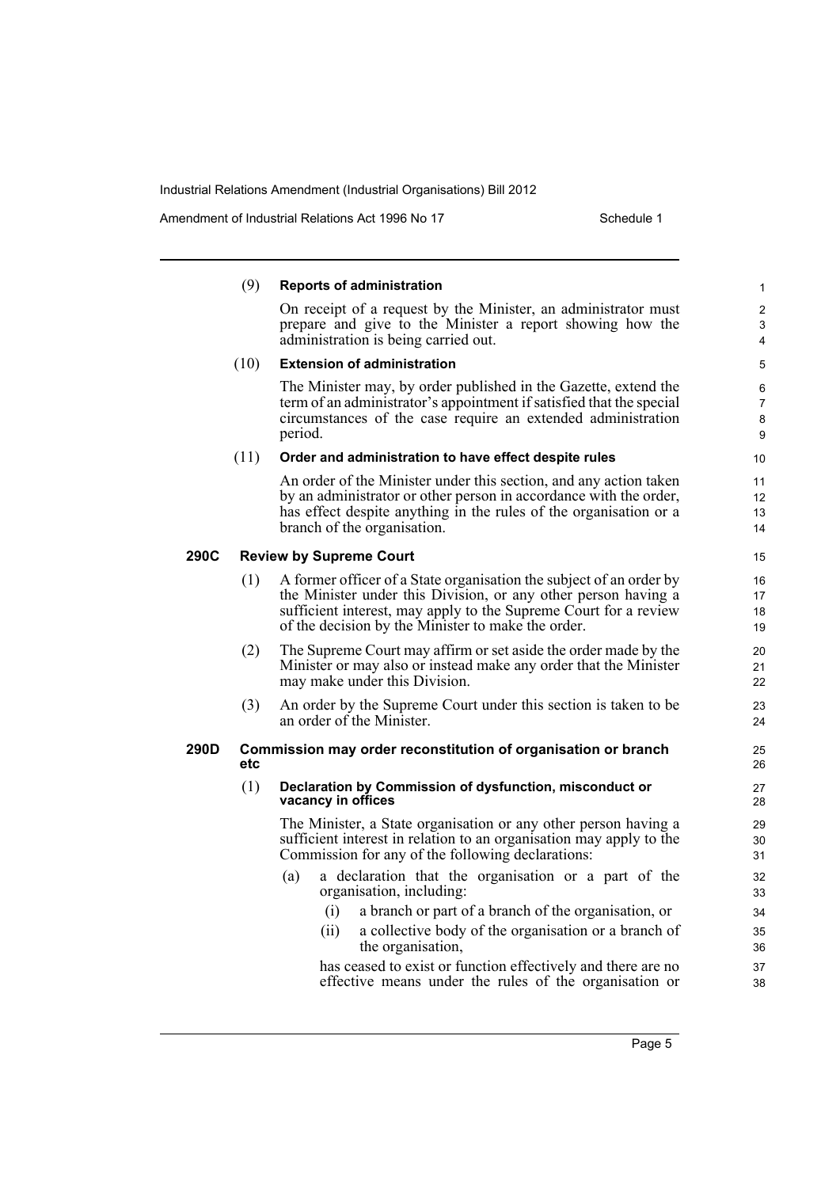(9) **Reports of administration**

On receipt of a request by the Minister, an administrator must prepare and give to the Minister a report showing how the administration is being carried out.

(10) **Extension of administration**

The Minister may, by order published in the Gazette, extend the term of an administrator's appointment if satisfied that the special circumstances of the case require an extended administration period.

(11) **Order and administration to have effect despite rules**

An order of the Minister under this section, and any action taken by an administrator or other person in accordance with the order, has effect despite anything in the rules of the organisation or a branch of the organisation.

### 290C Review by Supreme Court

(1) A former officer of a State organisation the subject of an order by the Minister under this Division, or any other person having a sufficient interest, may apply to the Supreme Court for a review of the decision by the Minister to make the order.

(2) The Supreme Court may affirm or set aside the order made by the Minister or may also or instead make any order that the Minister may make under this Division.

(3) An order by the Supreme Court under this section is taken to be an order of the Minister.

### 290D Commission may order reconstitution of organisation or branch etc

(1) **Declaration by Commission of dysfunction, misconduct or vacancy in offices**

The Minister, a State organisation or any other person having a sufficient interest in relation to an organisation may apply to the Commission for any of the following declarations:

(a) a declaration that the organisation or a part of the organisation, including:

(i) a branch or part of a branch of the organisation, or

(ii) a collective body of the organisation or a branch of the organisation,

has ceased to exist or function effectively and there are no effective means under the rules of the organisation or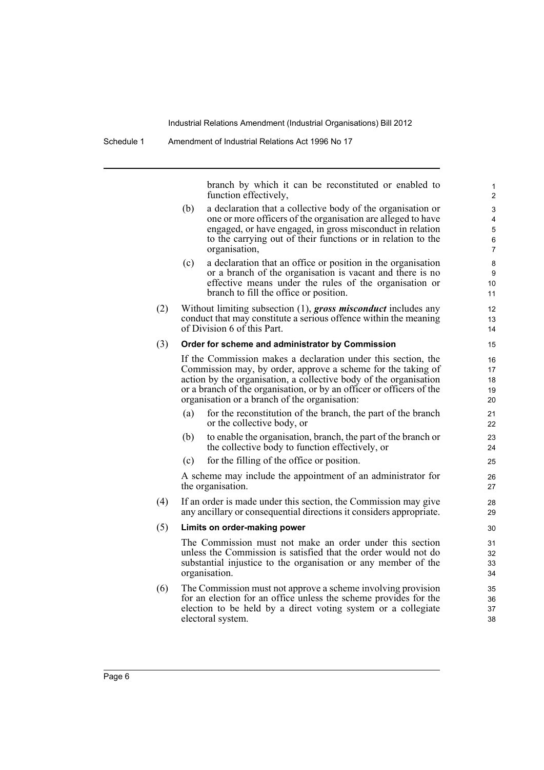branch by which it can be reconstituted or enabled to function effectively,

(b) a declaration that a collective body of the organisation or one or more officers of the organisation are alleged to have engaged, or have engaged, in gross misconduct in relation to the carrying out of their functions or in relation to the organisation,

(c) a declaration that an office or position in the organisation or a branch of the organisation is vacant and there is no effective means under the rules of the organisation or branch to fill the office or position.

(2) Without limiting subsection (1), ***gross misconduct*** includes any conduct that may constitute a serious offence within the meaning of Division 6 of this Part.

(3) **Order for scheme and administrator by Commission**

If the Commission makes a declaration under this section, the Commission may, by order, approve a scheme for the taking of action by the organisation, a collective body of the organisation or a branch of the organisation, or by an officer or officers of the organisation or a branch of the organisation:

(a) for the reconstitution of the branch, the part of the branch or the collective body, or

(b) to enable the organisation, branch, the part of the branch or the collective body to function effectively, or

(c) for the filling of the office or position.

A scheme may include the appointment of an administrator for the organisation.

(4) If an order is made under this section, the Commission may give any ancillary or consequential directions it considers appropriate.

(5) **Limits on order-making power**

The Commission must not make an order under this section unless the Commission is satisfied that the order would not do substantial injustice to the organisation or any member of the organisation.

(6) The Commission must not approve a scheme involving provision for an election for an office unless the scheme provides for the election to be held by a direct voting system or a collegiate electoral system.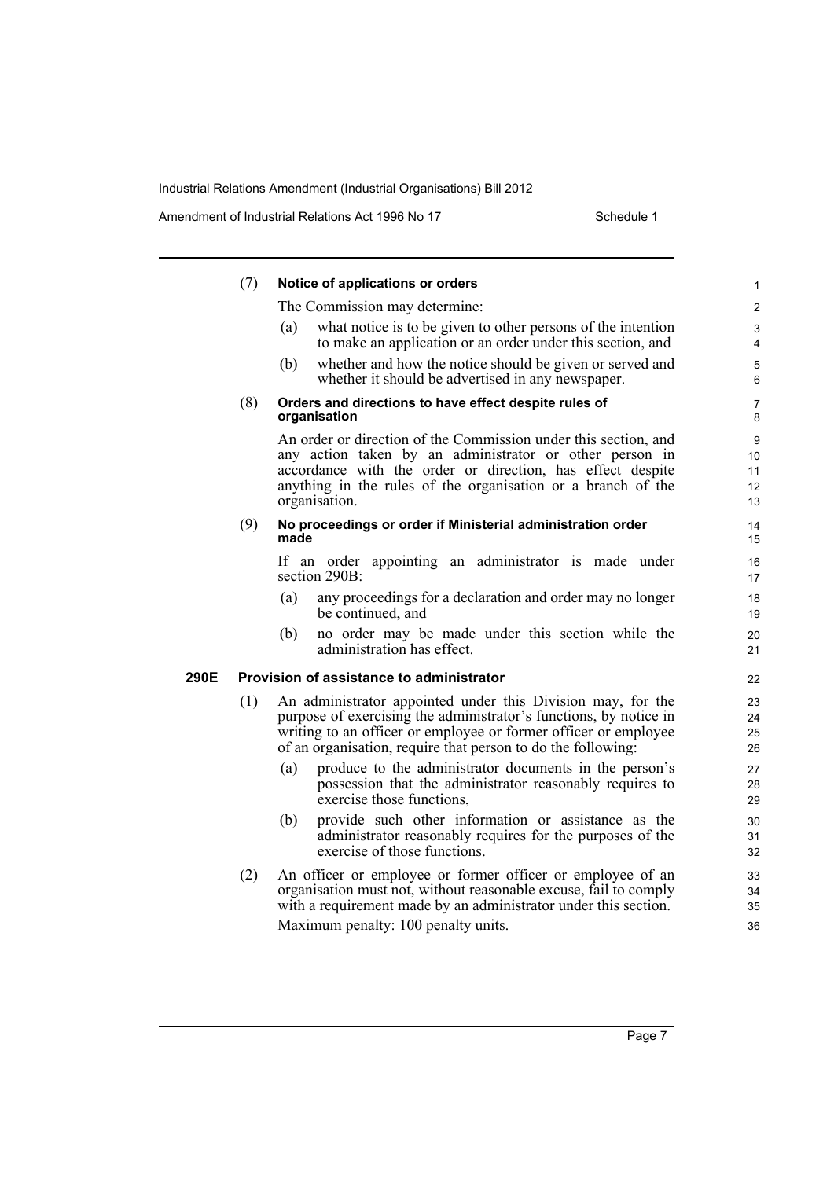(7) **Notice of applications or orders**

The Commission may determine:

(a) what notice is to be given to other persons of the intention to make an application or an order under this section, and

(b) whether and how the notice should be given or served and whether it should be advertised in any newspaper.

(8) **Orders and directions to have effect despite rules of organisation**

An order or direction of the Commission under this section, and any action taken by an administrator or other person in accordance with the order or direction, has effect despite anything in the rules of the organisation or a branch of the organisation.

(9) **No proceedings or order if Ministerial administration order made**

If an order appointing an administrator is made under section 290B:

(a) any proceedings for a declaration and order may no longer be continued, and

(b) no order may be made under this section while the administration has effect.

### 290E Provision of assistance to administrator

(1) An administrator appointed under this Division may, for the purpose of exercising the administrator's functions, by notice in writing to an officer or employee or former officer or employee of an organisation, require that person to do the following:

(a) produce to the administrator documents in the person's possession that the administrator reasonably requires to exercise those functions,

(b) provide such other information or assistance as the administrator reasonably requires for the purposes of the exercise of those functions.

(2) An officer or employee or former officer or employee of an organisation must not, without reasonable excuse, fail to comply with a requirement made by an administrator under this section.

Maximum penalty: 100 penalty units.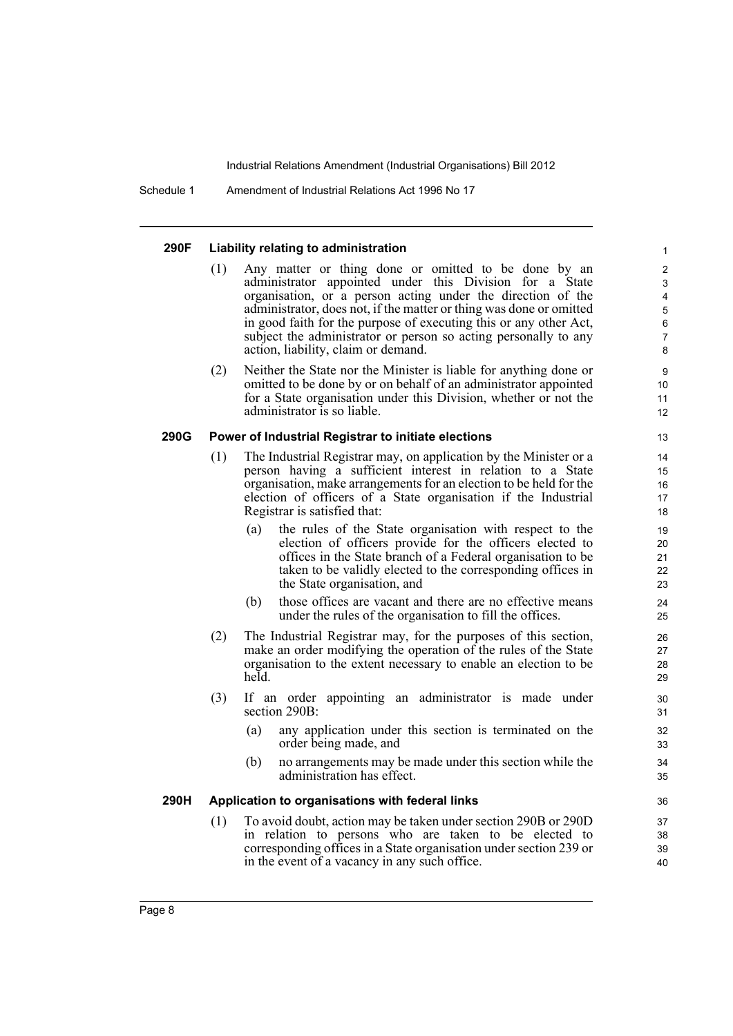#### 290F Liability relating to administration

(1) Any matter or thing done or omitted to be done by an administrator appointed under this Division for a State organisation, or a person acting under the direction of the administrator, does not, if the matter or thing was done or omitted in good faith for the purpose of executing this or any other Act, subject the administrator or person so acting personally to any action, liability, claim or demand.

(2) Neither the State nor the Minister is liable for anything done or omitted to be done by or on behalf of an administrator appointed for a State organisation under this Division, whether or not the administrator is so liable.

#### 290G Power of Industrial Registrar to initiate elections

(1) The Industrial Registrar may, on application by the Minister or a person having a sufficient interest in relation to a State organisation, make arrangements for an election to be held for the election of officers of a State organisation if the Industrial Registrar is satisfied that:

(a) the rules of the State organisation with respect to the election of officers provide for the officers elected to offices in the State branch of a Federal organisation to be taken to be validly elected to the corresponding offices in the State organisation, and

(b) those offices are vacant and there are no effective means under the rules of the organisation to fill the offices.

(2) The Industrial Registrar may, for the purposes of this section, make an order modifying the operation of the rules of the State organisation to the extent necessary to enable an election to be held.

(3) If an order appointing an administrator is made under section 290B:

(a) any application under this section is terminated on the order being made, and

(b) no arrangements may be made under this section while the administration has effect.

#### 290H Application to organisations with federal links

(1) To avoid doubt, action may be taken under section 290B or 290D in relation to persons who are taken to be elected to corresponding offices in a State organisation under section 239 or in the event of a vacancy in any such office.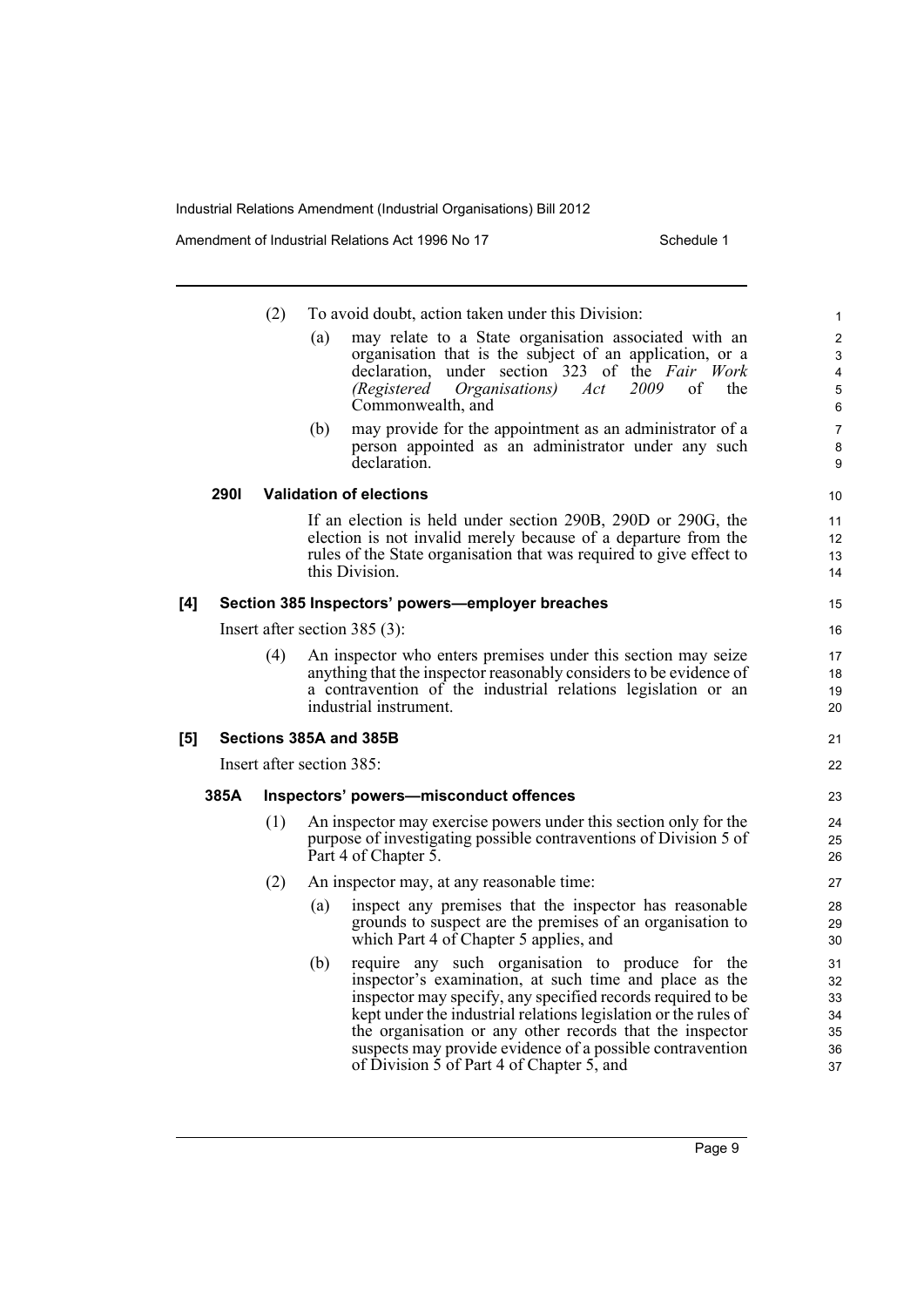(2) To avoid doubt, action taken under this Division:

(a) may relate to a State organisation associated with an organisation that is the subject of an application, or a declaration, under section 323 of the *Fair Work (Registered Organisations) Act 2009* of the Commonwealth, and

(b) may provide for the appointment as an administrator of a person appointed as an administrator under any such declaration.

**290I Validation of elections**

If an election is held under section 290B, 290D or 290G, the election is not invalid merely because of a departure from the rules of the State organisation that was required to give effect to this Division.

**[4] Section 385 Inspectors' powers—employer breaches**

Insert after section 385 (3):

(4) An inspector who enters premises under this section may seize anything that the inspector reasonably considers to be evidence of a contravention of the industrial relations legislation or an industrial instrument.

**[5] Sections 385A and 385B**

Insert after section 385:

**385A Inspectors' powers—misconduct offences**

(1) An inspector may exercise powers under this section only for the purpose of investigating possible contraventions of Division 5 of Part 4 of Chapter 5.

(2) An inspector may, at any reasonable time:

(a) inspect any premises that the inspector has reasonable grounds to suspect are the premises of an organisation to which Part 4 of Chapter 5 applies, and

(b) require any such organisation to produce for the inspector's examination, at such time and place as the inspector may specify, any specified records required to be kept under the industrial relations legislation or the rules of the organisation or any other records that the inspector suspects may provide evidence of a possible contravention of Division 5 of Part 4 of Chapter 5, and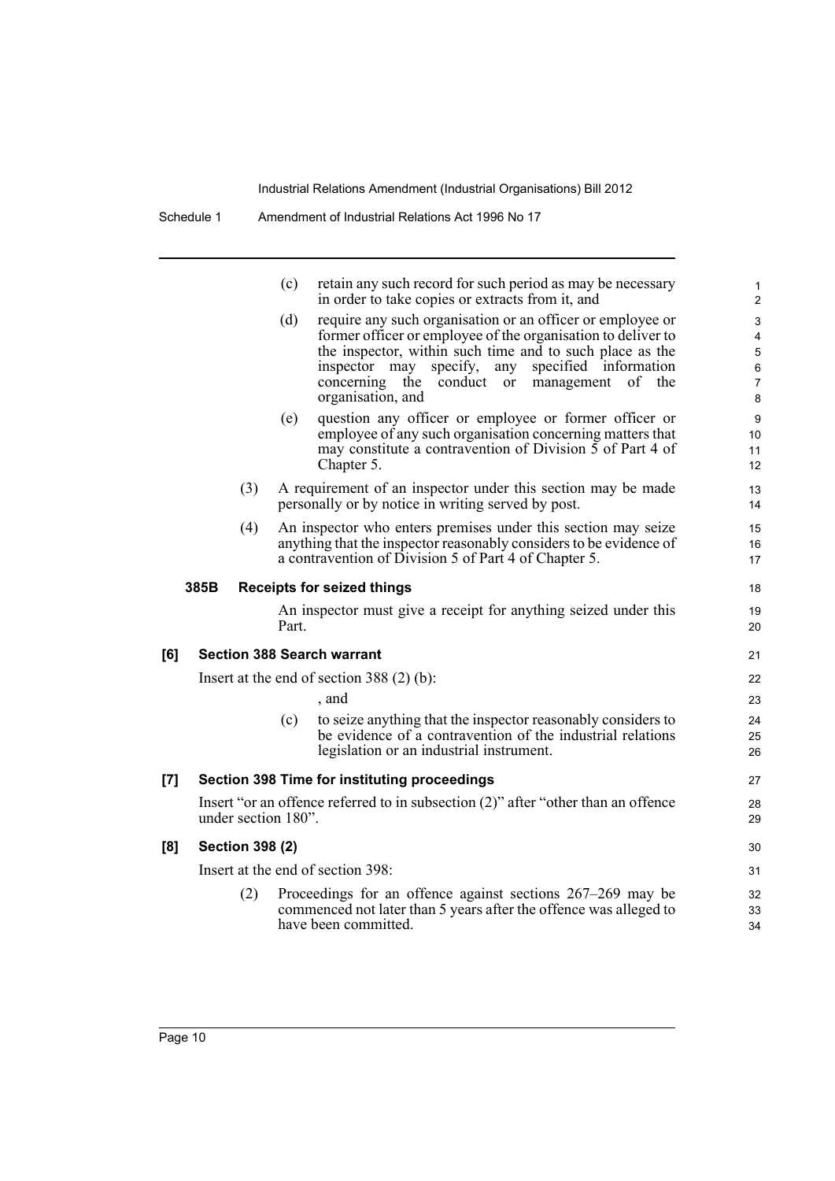(c) retain any such record for such period as may be necessary in order to take copies or extracts from it, and

(d) require any such organisation or an officer or employee or former officer or employee of the organisation to deliver to the inspector, within such time and to such place as the inspector may specify, any specified information concerning the conduct or management of the organisation, and

(e) question any officer or employee or former officer or employee of any such organisation concerning matters that may constitute a contravention of Division 5 of Part 4 of Chapter 5.

(3) A requirement of an inspector under this section may be made personally or by notice in writing served by post.

(4) An inspector who enters premises under this section may seize anything that the inspector reasonably considers to be evidence of a contravention of Division 5 of Part 4 of Chapter 5.

**385B Receipts for seized things**

An inspector must give a receipt for anything seized under this Part.

**[6] Section 388 Search warrant**

Insert at the end of section 388 (2) (b):

, and

(c) to seize anything that the inspector reasonably considers to be evidence of a contravention of the industrial relations legislation or an industrial instrument.

**[7] Section 398 Time for instituting proceedings**

Insert "or an offence referred to in subsection (2)" after "other than an offence under section 180".

**[8] Section 398 (2)**

Insert at the end of section 398:

(2) Proceedings for an offence against sections 267–269 may be commenced not later than 5 years after the offence was alleged to have been committed.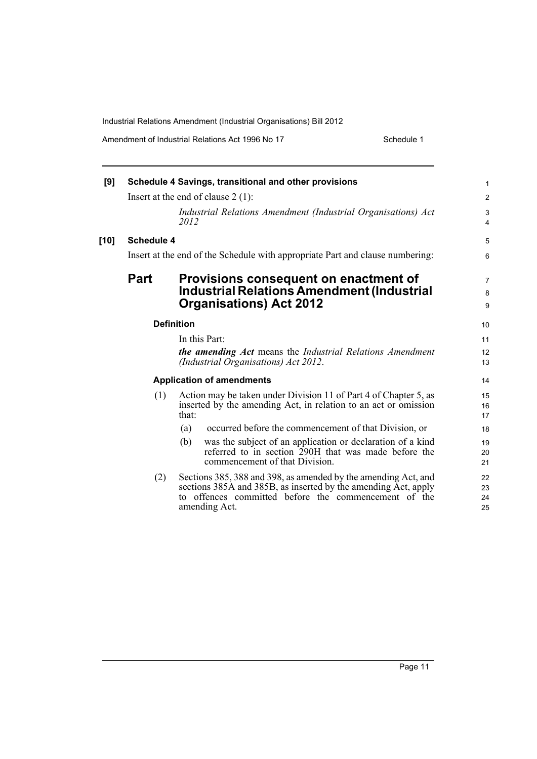**[9] Schedule 4 Savings, transitional and other provisions**

Insert at the end of clause 2 (1):

*Industrial Relations Amendment (Industrial Organisations) Act 2012*

**[10] Schedule 4**

Insert at the end of the Schedule with appropriate Part and clause numbering:

## Part Provisions consequent on enactment of Industrial Relations Amendment (Industrial Organisations) Act 2012

**Definition**

In this Part:

***the amending Act*** means the *Industrial Relations Amendment (Industrial Organisations) Act 2012*.

**Application of amendments**

(1) Action may be taken under Division 11 of Part 4 of Chapter 5, as inserted by the amending Act, in relation to an act or omission that:

- (a) occurred before the commencement of that Division, or
- (b) was the subject of an application or declaration of a kind referred to in section 290H that was made before the commencement of that Division.

(2) Sections 385, 388 and 398, as amended by the amending Act, and sections 385A and 385B, as inserted by the amending Act, apply to offences committed before the commencement of the amending Act.